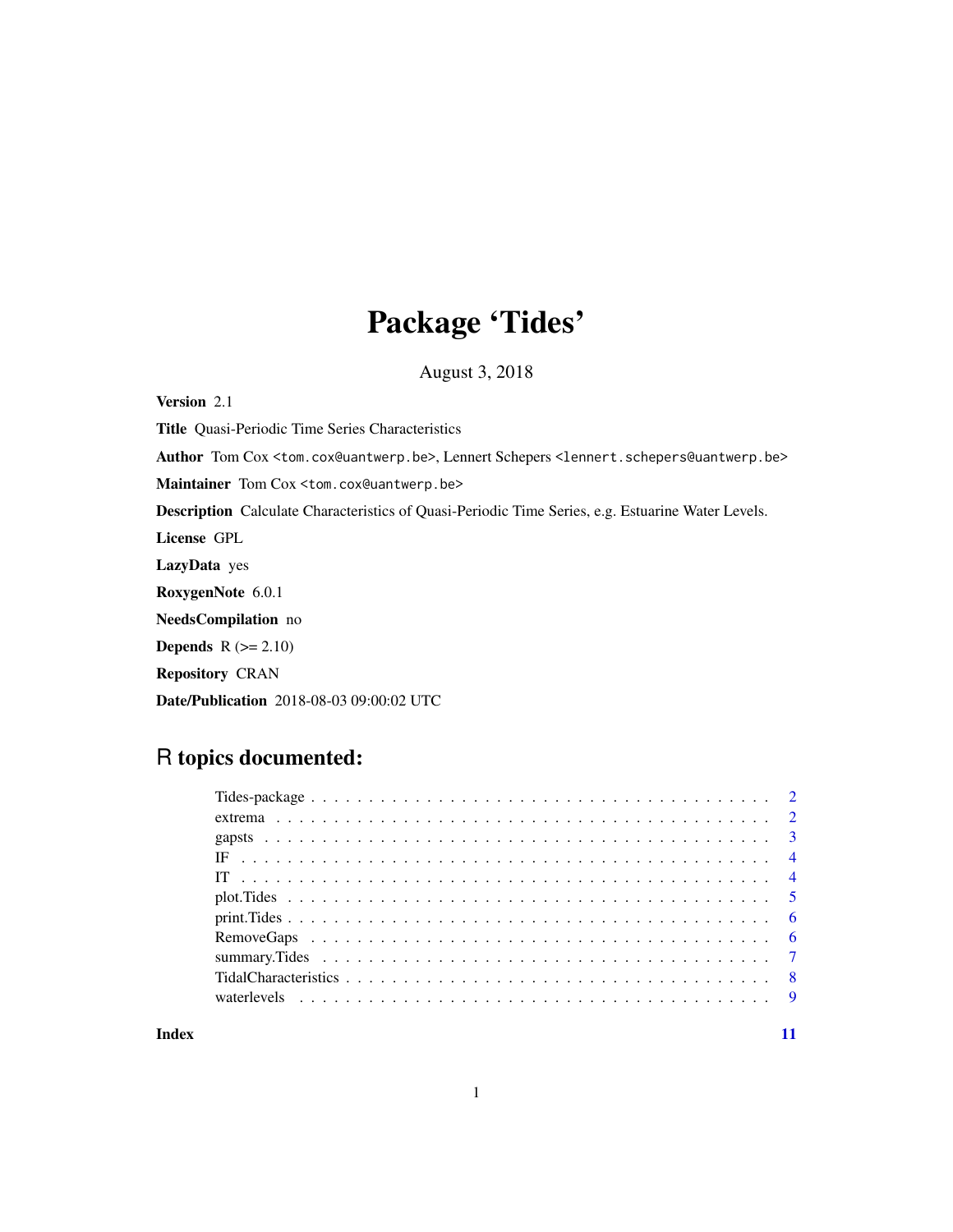# Package 'Tides'

August 3, 2018

**Version** 2.1

**Title** Quasi-Periodic Time Series Characteristics

**Author** Tom Cox <tom.cox@uantwerp.be>, Lennert Schepers <lennert.schepers@uantwerp.be>

**Maintainer** Tom Cox <tom.cox@uantwerp.be>

**Description** Calculate Characteristics of Quasi-Periodic Time Series, e.g. Estuarine Water Levels.

**License** GPL

**LazyData** yes

**RoxygenNote** 6.0.1

**NeedsCompilation** no

**Depends** R (>= 2.10)

**Repository** CRAN

**Date/Publication** 2018-08-03 09:00:02 UTC

## R topics documented:

- Tides-package . . . . . . . . . . 2
- extrema . . . . . . . . . . 2
- gapsts . . . . . . . . . . 3
- IF . . . . . . . . . . 4
- IT . . . . . . . . . . 4
- plot.Tides . . . . . . . . . . 5
- print.Tides . . . . . . . . . . 6
- RemoveGaps . . . . . . . . . . 6
- summary.Tides . . . . . . . . . . 7
- TidalCharacteristics . . . . . . . . . . 8
- waterlevels . . . . . . . . . . 9

**Index** 11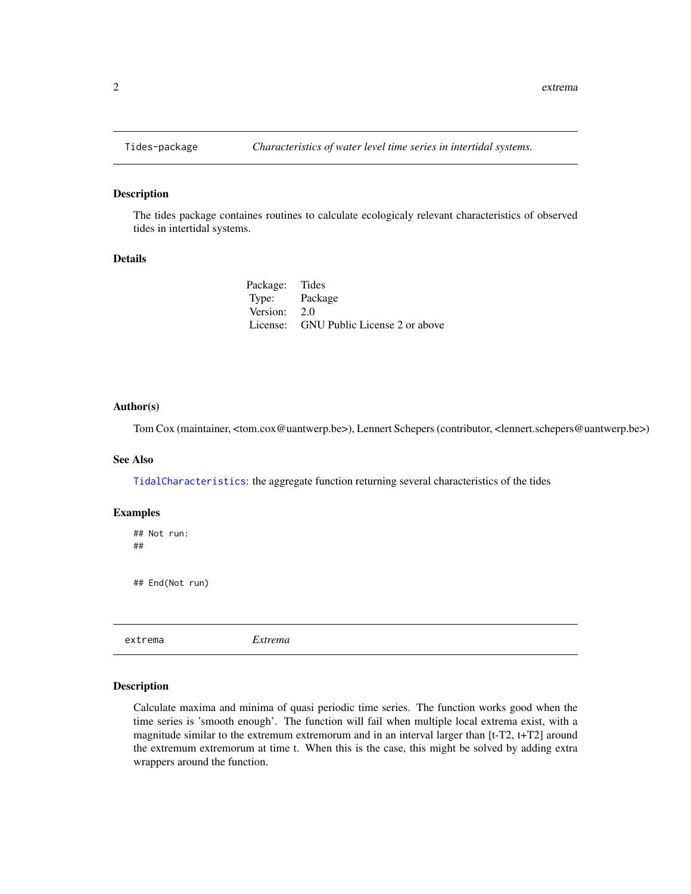## Tides-package — *Characteristics of water level time series in intertidal systems.*

### Description

The tides package containes routines to calculate ecologicaly relevant characteristics of observed tides in intertidal systems.

### Details

| | |
|---|---|
| Package: | Tides |
| Type: | Package |
| Version: | 2.0 |
| License: | GNU Public License 2 or above |

### Author(s)

Tom Cox (maintainer, <tom.cox@uantwerp.be>), Lennert Schepers (contributor, <lennert.schepers@uantwerp.be>)

### See Also

TidalCharacteristics: the aggregate function returning several characteristics of the tides

### Examples

```
## Not run:
##


## End(Not run)
```

## extrema — *Extrema*

### Description

Calculate maxima and minima of quasi periodic time series. The function works good when the time series is 'smooth enough'. The function will fail when multiple local extrema exist, with a magnitude similar to the extremum extremorum and in an interval larger than [t-T2, t+T2] around the extremum extremorum at time t. When this is the case, this might be solved by adding extra wrappers around the function.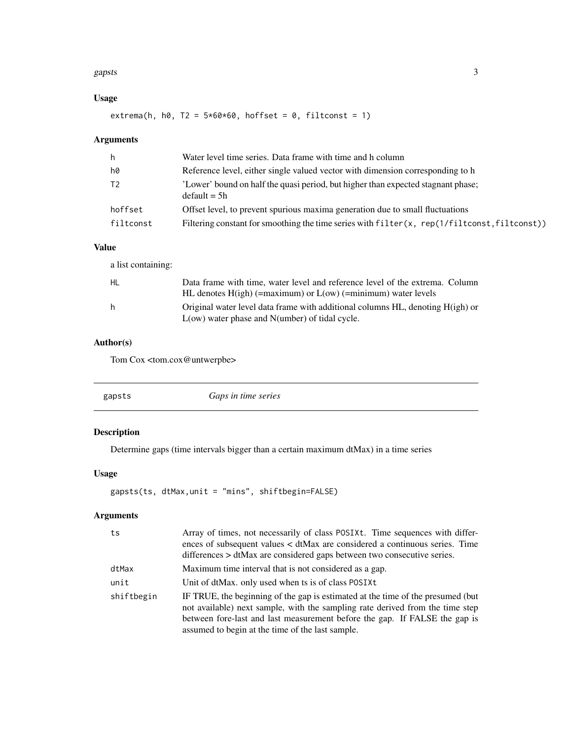## Usage

```
extrema(h, h0, T2 = 5*60*60, hoffset = 0, filtconst = 1)
```

## Arguments

| | |
|---|---|
| h | Water level time series. Data frame with time and h column |
| h0 | Reference level, either single valued vector with dimension corresponding to h |
| T2 | 'Lower' bound on half the quasi period, but higher than expected stagnant phase; default = 5h |
| hoffset | Offset level, to prevent spurious maxima generation due to small fluctuations |
| filtconst | Filtering constant for smoothing the time series with `filter(x, rep(1/filtconst,filtconst))` |

## Value

a list containing:

| | |
|---|---|
| HL | Data frame with time, water level and reference level of the extrema. Column HL denotes H(igh) (=maximum) or L(ow) (=minimum) water levels |
| h | Original water level data frame with additional columns HL, denoting H(igh) or L(ow) water phase and N(umber) of tidal cycle. |

## Author(s)

Tom Cox <tom.cox@untwerpbe>

---

# gapsts *Gaps in time series*

## Description

Determine gaps (time intervals bigger than a certain maximum dtMax) in a time series

## Usage

```
gapsts(ts, dtMax,unit = "mins", shiftbegin=FALSE)
```

## Arguments

| | |
|---|---|
| ts | Array of times, not necessarily of class `POSIXt`. Time sequences with differences of subsequent values < dtMax are considered a continuous series. Time differences > dtMax are considered gaps between two consecutive series. |
| dtMax | Maximum time interval that is not considered as a gap. |
| unit | Unit of dtMax. only used when ts is of class `POSIXt` |
| shiftbegin | IF TRUE, the beginning of the gap is estimated at the time of the presumed (but not available) next sample, with the sampling rate derived from the time step between fore-last and last measurement before the gap. If FALSE the gap is assumed to begin at the time of the last sample. |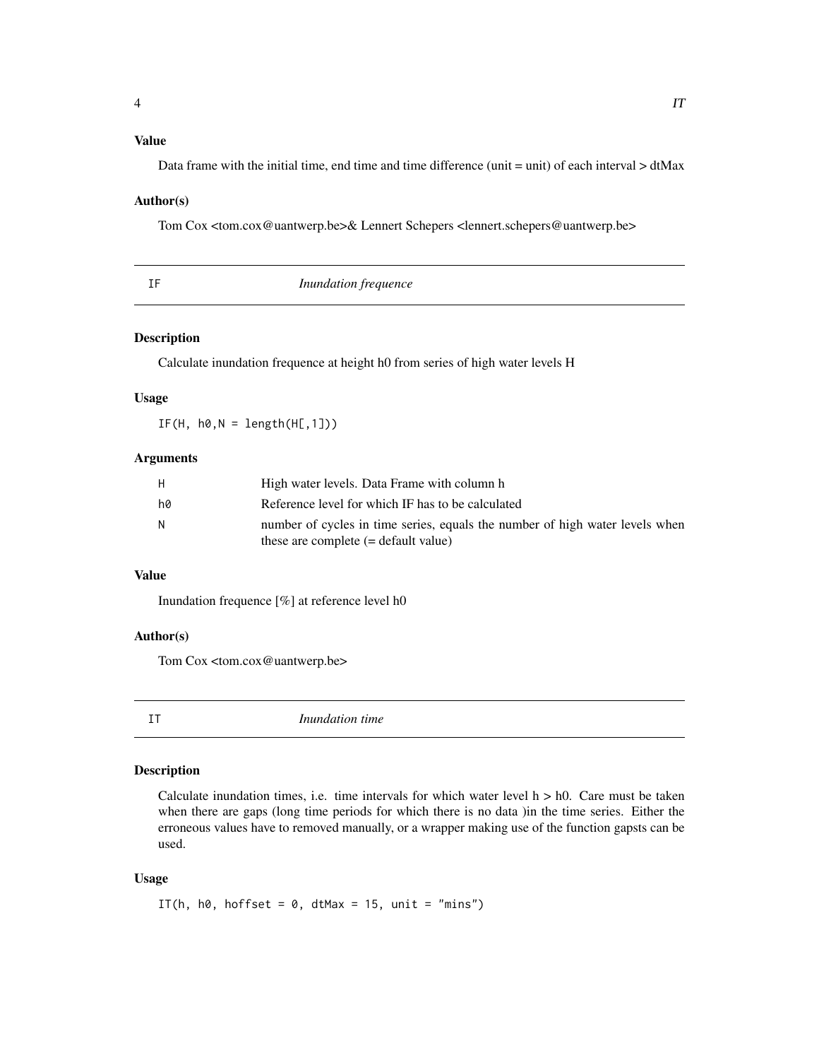### Value

Data frame with the initial time, end time and time difference (unit = unit) of each interval > dtMax

### Author(s)

Tom Cox <tom.cox@uantwerp.be>& Lennert Schepers <lennert.schepers@uantwerp.be>

---

## IF *Inundation frequence*

### Description

Calculate inundation frequence at height h0 from series of high water levels H

### Usage

```
IF(H, h0,N = length(H[,1]))
```

### Arguments

| | |
|---|---|
| H | High water levels. Data Frame with column h |
| h0 | Reference level for which IF has to be calculated |
| N | number of cycles in time series, equals the number of high water levels when these are complete (= default value) |

### Value

Inundation frequence [%] at reference level h0

### Author(s)

Tom Cox <tom.cox@uantwerp.be>

---

## IT *Inundation time*

### Description

Calculate inundation times, i.e. time intervals for which water level h > h0. Care must be taken when there are gaps (long time periods for which there is no data )in the time series. Either the erroneous values have to removed manually, or a wrapper making use of the function gapsts can be used.

### Usage

```
IT(h, h0, hoffset = 0, dtMax = 15, unit = "mins")
```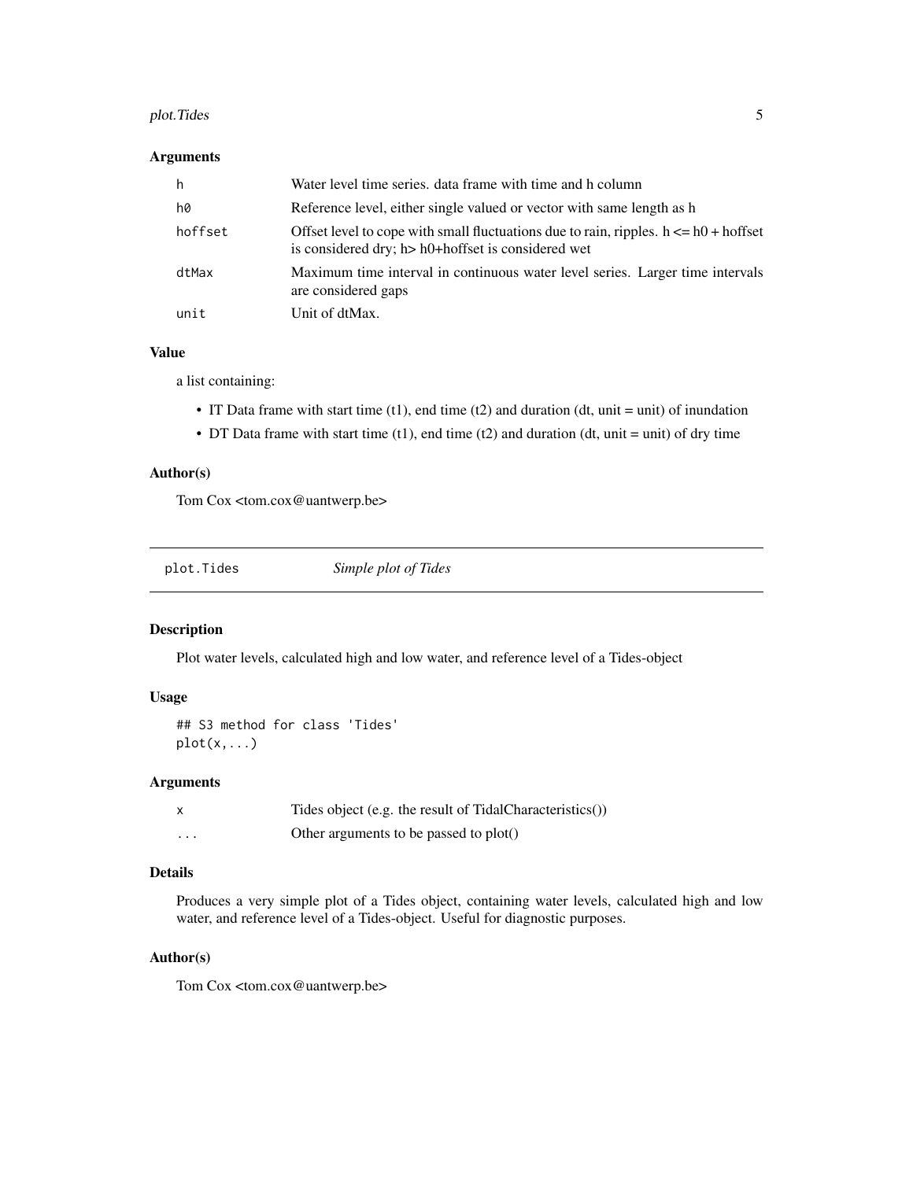### Arguments

| | |
|---|---|
| `h` | Water level time series. data frame with time and h column |
| `h0` | Reference level, either single valued or vector with same length as h |
| `hoffset` | Offset level to cope with small fluctuations due to rain, ripples. h <= h0 + hoffset is considered dry; h> h0+hoffset is considered wet |
| `dtMax` | Maximum time interval in continuous water level series. Larger time intervals are considered gaps |
| `unit` | Unit of dtMax. |

### Value

a list containing:

- IT Data frame with start time (t1), end time (t2) and duration (dt, unit = unit) of inundation
- DT Data frame with start time (t1), end time (t2) and duration (dt, unit = unit) of dry time

### Author(s)

Tom Cox <tom.cox@uantwerp.be>

---

## plot.Tides *Simple plot of Tides*

### Description

Plot water levels, calculated high and low water, and reference level of a Tides-object

### Usage

```
## S3 method for class 'Tides'
plot(x,...)
```

### Arguments

| | |
|---|---|
| `x` | Tides object (e.g. the result of TidalCharacteristics()) |
| `...` | Other arguments to be passed to plot() |

### Details

Produces a very simple plot of a Tides object, containing water levels, calculated high and low water, and reference level of a Tides-object. Useful for diagnostic purposes.

### Author(s)

Tom Cox <tom.cox@uantwerp.be>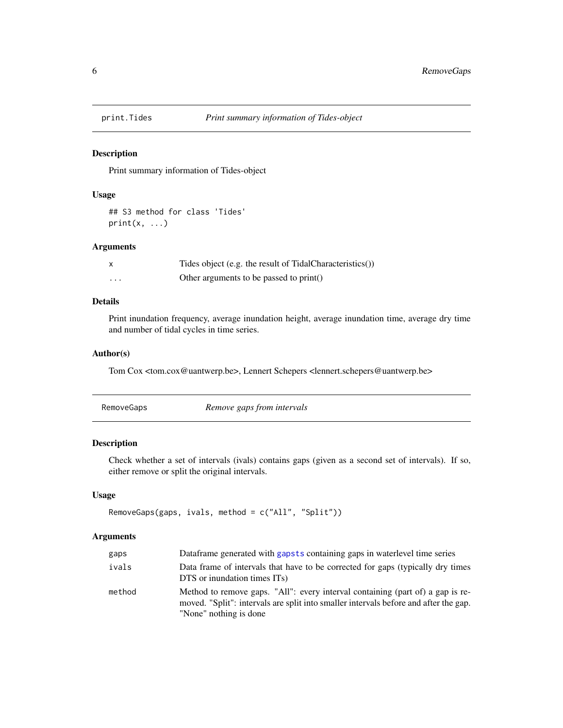## print.Tides — *Print summary information of Tides-object*

### Description

Print summary information of Tides-object

### Usage

```
## S3 method for class 'Tides'
print(x, ...)
```

### Arguments

| | |
|---|---|
| x | Tides object (e.g. the result of TidalCharacteristics()) |
| ... | Other arguments to be passed to print() |

### Details

Print inundation frequency, average inundation height, average inundation time, average dry time and number of tidal cycles in time series.

### Author(s)

Tom Cox <tom.cox@uantwerp.be>, Lennert Schepers <lennert.schepers@uantwerp.be>

## RemoveGaps — *Remove gaps from intervals*

### Description

Check whether a set of intervals (ivals) contains gaps (given as a second set of intervals). If so, either remove or split the original intervals.

### Usage

```
RemoveGaps(gaps, ivals, method = c("All", "Split"))
```

### Arguments

| | |
|---|---|
| gaps | Dataframe generated with gapsts containing gaps in waterlevel time series |
| ivals | Data frame of intervals that have to be corrected for gaps (typically dry times DTS or inundation times ITs) |
| method | Method to remove gaps. "All": every interval containing (part of) a gap is removed. "Split": intervals are split into smaller intervals before and after the gap. "None" nothing is done |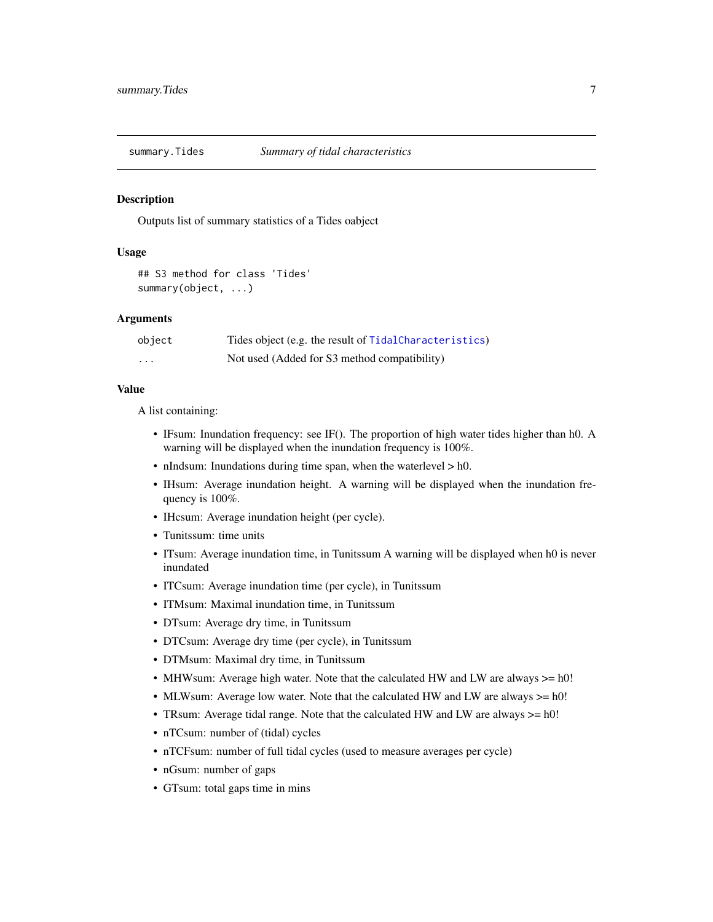# summary.Tides — *Summary of tidal characteristics*

## Description

Outputs list of summary statistics of a Tides oabject

## Usage

```
## S3 method for class 'Tides'
summary(object, ...)
```

## Arguments

| | |
|---|---|
| `object` | Tides object (e.g. the result of `TidalCharacteristics`) |
| `...` | Not used (Added for S3 method compatibility) |

## Value

A list containing:

- IFsum: Inundation frequency: see IF(). The proportion of high water tides higher than h0. A warning will be displayed when the inundation frequency is 100%.
- nIndsum: Inundations during time span, when the waterlevel > h0.
- IHsum: Average inundation height. A warning will be displayed when the inundation frequency is 100%.
- IHcsum: Average inundation height (per cycle).
- Tunitssum: time units
- ITsum: Average inundation time, in Tunitssum A warning will be displayed when h0 is never inundated
- ITCsum: Average inundation time (per cycle), in Tunitssum
- ITMsum: Maximal inundation time, in Tunitssum
- DTsum: Average dry time, in Tunitssum
- DTCsum: Average dry time (per cycle), in Tunitssum
- DTMsum: Maximal dry time, in Tunitssum
- MHWsum: Average high water. Note that the calculated HW and LW are always >= h0!
- MLWsum: Average low water. Note that the calculated HW and LW are always >= h0!
- TRsum: Average tidal range. Note that the calculated HW and LW are always >= h0!
- nTCsum: number of (tidal) cycles
- nTCFsum: number of full tidal cycles (used to measure averages per cycle)
- nGsum: number of gaps
- GTsum: total gaps time in mins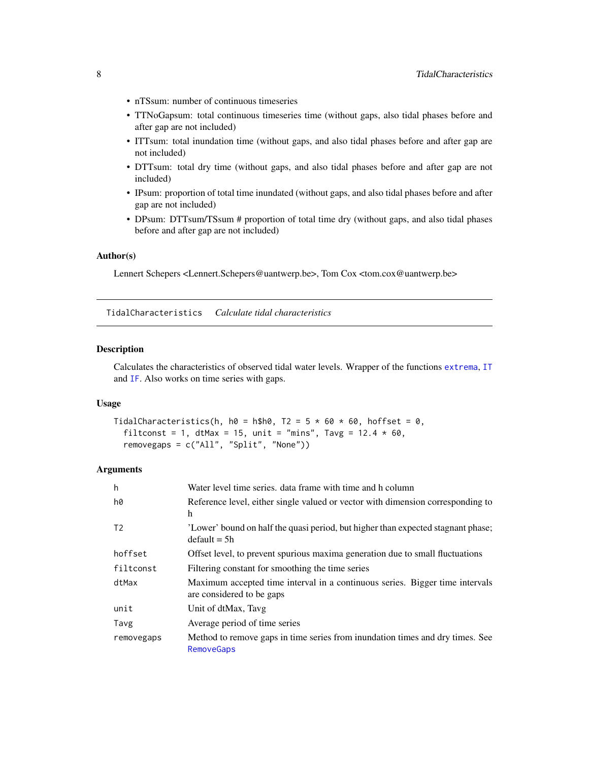- nTSsum: number of continuous timeseries
- TTNoGapsum: total continuous timeseries time (without gaps, also tidal phases before and after gap are not included)
- ITTsum: total inundation time (without gaps, and also tidal phases before and after gap are not included)
- DTTsum: total dry time (without gaps, and also tidal phases before and after gap are not included)
- IPsum: proportion of total time inundated (without gaps, and also tidal phases before and after gap are not included)
- DPsum: DTTsum/TSsum # proportion of total time dry (without gaps, and also tidal phases before and after gap are not included)

### Author(s)

Lennert Schepers <Lennert.Schepers@uantwerp.be>, Tom Cox <tom.cox@uantwerp.be>

---

## TidalCharacteristics *Calculate tidal characteristics*

### Description

Calculates the characteristics of observed tidal water levels. Wrapper of the functions `extrema`, `IT` and `IF`. Also works on time series with gaps.

### Usage

```
TidalCharacteristics(h, h0 = h$h0, T2 = 5 * 60 * 60, hoffset = 0,
  filtconst = 1, dtMax = 15, unit = "mins", Tavg = 12.4 * 60,
  removegaps = c("All", "Split", "None"))
```

### Arguments

| | |
|---|---|
| `h` | Water level time series. data frame with time and h column |
| `h0` | Reference level, either single valued or vector with dimension corresponding to h |
| `T2` | 'Lower' bound on half the quasi period, but higher than expected stagnant phase; default = 5h |
| `hoffset` | Offset level, to prevent spurious maxima generation due to small fluctuations |
| `filtconst` | Filtering constant for smoothing the time series |
| `dtMax` | Maximum accepted time interval in a continuous series. Bigger time intervals are considered to be gaps |
| `unit` | Unit of dtMax, Tavg |
| `Tavg` | Average period of time series |
| `removegaps` | Method to remove gaps in time series from inundation times and dry times. See `RemoveGaps` |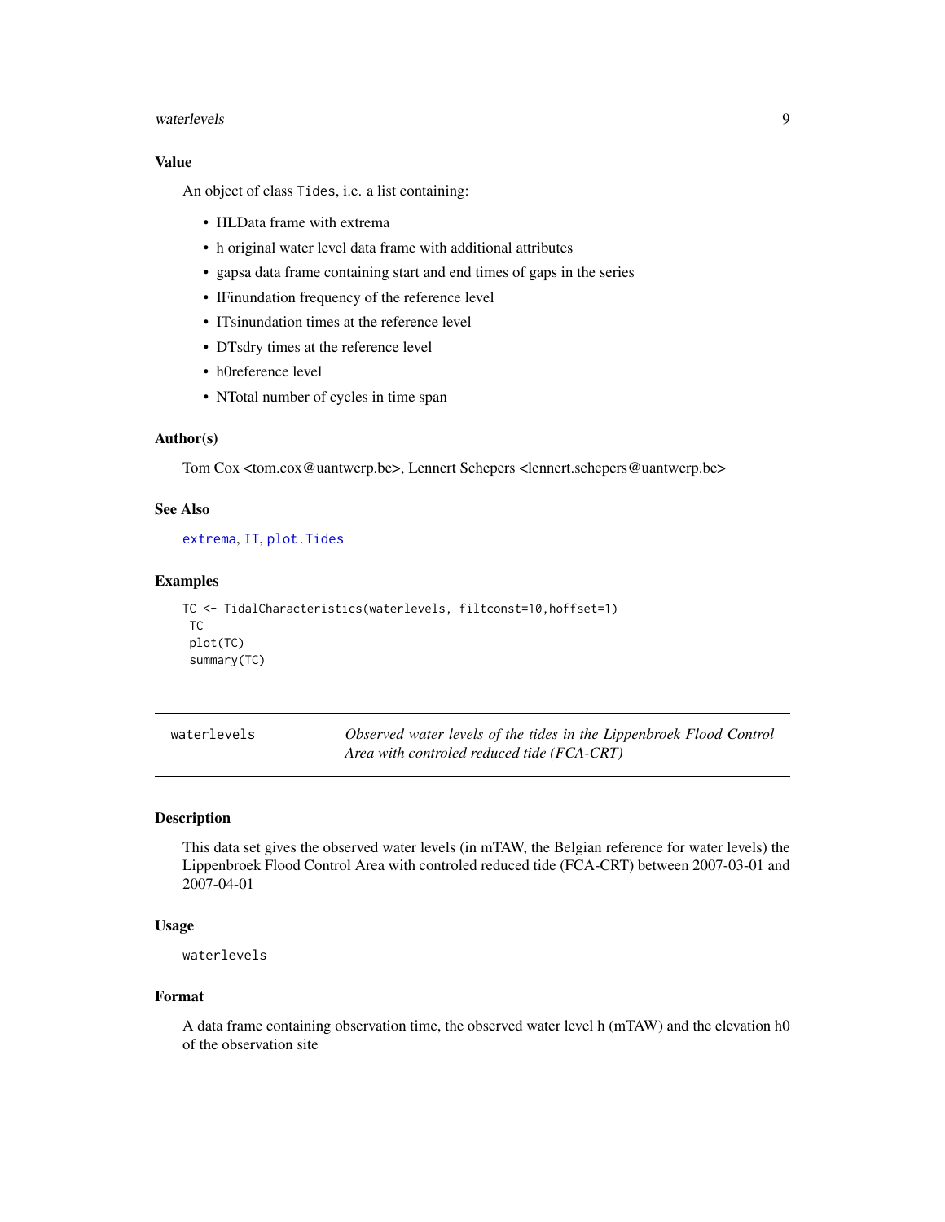### Value

An object of class `Tides`, i.e. a list containing:

- HLData frame with extrema
- h original water level data frame with additional attributes
- gapsa data frame containing start and end times of gaps in the series
- IFinundation frequency of the reference level
- ITsinundation times at the reference level
- DTsdry times at the reference level
- h0reference level
- NTotal number of cycles in time span

### Author(s)

Tom Cox <tom.cox@uantwerp.be>, Lennert Schepers <lennert.schepers@uantwerp.be>

### See Also

`extrema`, `IT`, `plot.Tides`

### Examples

```
TC <- TidalCharacteristics(waterlevels, filtconst=10,hoffset=1)
 TC
 plot(TC)
 summary(TC)
```

---

## waterlevels — *Observed water levels of the tides in the Lippenbroek Flood Control Area with controled reduced tide (FCA-CRT)*

---

### Description

This data set gives the observed water levels (in mTAW, the Belgian reference for water levels) the Lippenbroek Flood Control Area with controled reduced tide (FCA-CRT) between 2007-03-01 and 2007-04-01

### Usage

```
waterlevels
```

### Format

A data frame containing observation time, the observed water level h (mTAW) and the elevation h0 of the observation site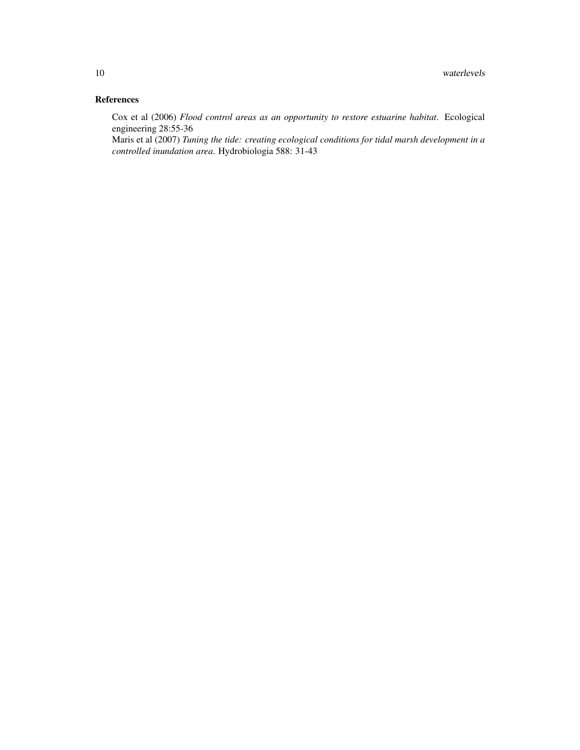### References

Cox et al (2006) *Flood control areas as an opportunity to restore estuarine habitat*. Ecological engineering 28:55-36

Maris et al (2007) *Tuning the tide: creating ecological conditions for tidal marsh development in a controlled inundation area*. Hydrobiologia 588: 31-43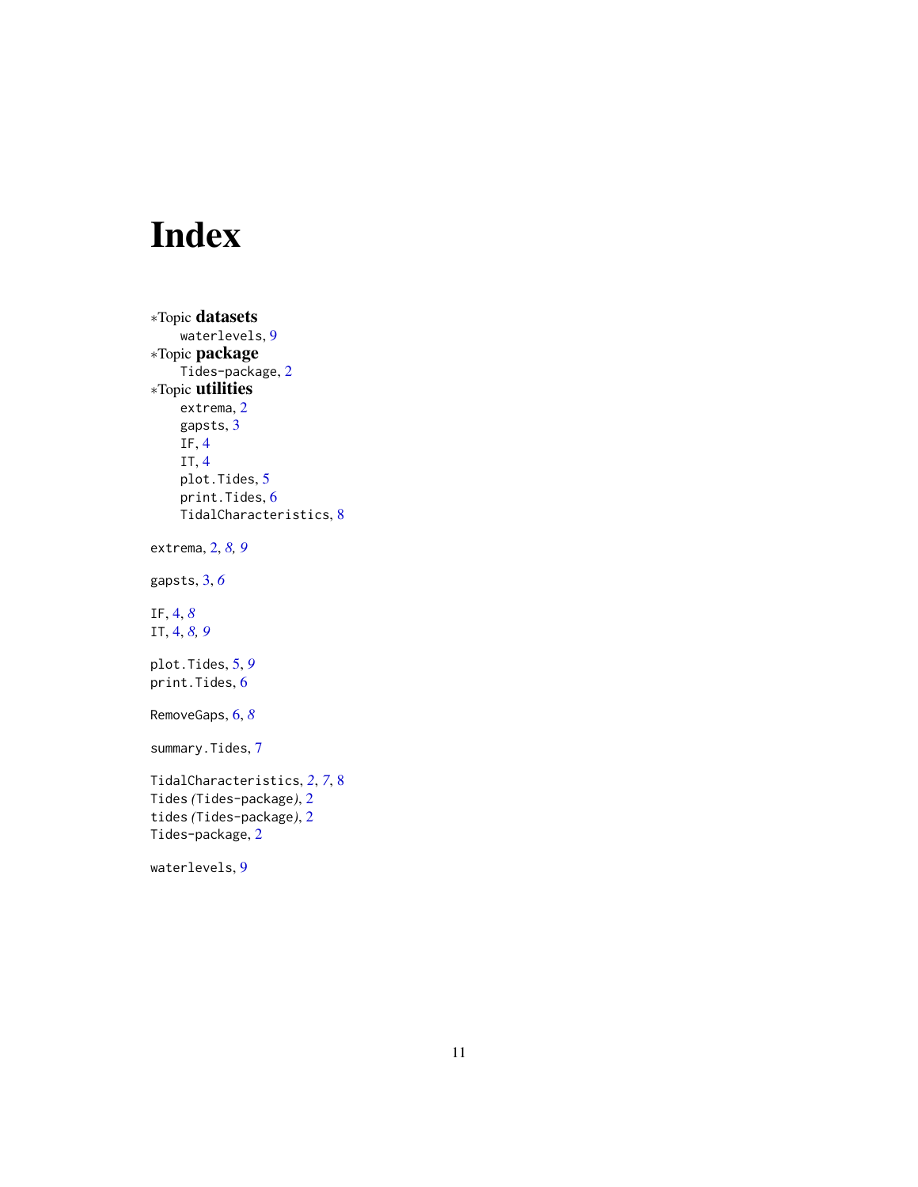# Index

∗Topic **datasets**
  waterlevels, 9

∗Topic **package**
  Tides-package, 2

∗Topic **utilities**
  extrema, 2
  gapsts, 3
  IF, 4
  IT, 4
  plot.Tides, 5
  print.Tides, 6
  TidalCharacteristics, 8

extrema, 2, *8, 9*

gapsts, 3, *6*

IF, 4, *8*
IT, 4, *8, 9*

plot.Tides, 5, *9*
print.Tides, 6

RemoveGaps, 6, *8*

summary.Tides, 7

TidalCharacteristics, *2*, *7*, 8
Tides *(*Tides-package*)*, 2
tides *(*Tides-package*)*, 2
Tides-package, 2

waterlevels, 9